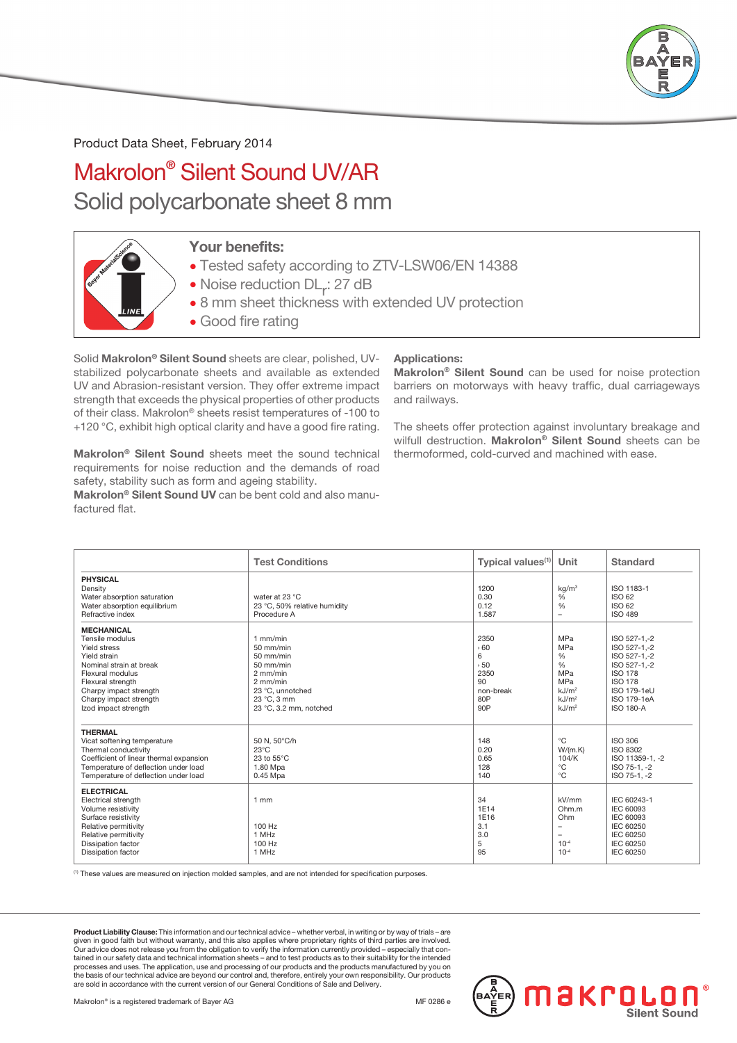Product Data Sheet, February 2014

# Makrolon® Silent Sound UV/AR

## Solid polycarbonate sheet 8 mm

### Your benefits:

- Tested safety according to ZTV-LSW06/EN 14388
- Noise reduction $DL_r$: 27 dB
- 8 mm sheet thickness with extended UV protection
- Good fire rating

Solid **Makrolon® Silent Sound** sheets are clear, polished, UV-stabilized polycarbonate sheets and available as extended UV and Abrasion-resistant version. They offer extreme impact strength that exceeds the physical properties of other products of their class. Makrolon® sheets resist temperatures of -100 to +120 °C, exhibit high optical clarity and have a good fire rating.

**Makrolon® Silent Sound** sheets meet the sound technical requirements for noise reduction and the demands of road safety, stability such as form and ageing stability.
**Makrolon® Silent Sound UV** can be bent cold and also manufactured flat.

**Applications:**
**Makrolon® Silent Sound** can be used for noise protection barriers on motorways with heavy traffic, dual carriageways and railways.

The sheets offer protection against involuntary breakage and wilfull destruction. **Makrolon® Silent Sound** sheets can be thermoformed, cold-curved and machined with ease.

| | Test Conditions | Typical values[1] | Unit | Standard |
|---|---|---|---|---|
| **PHYSICAL** | | | | |
| Density | | 1200 | kg/m³ | ISO 1183-1 |
| Water absorption saturation | water at 23 °C | 0.30 | % | ISO 62 |
| Water absorption equilibrium | 23 °C, 50% relative humidity | 0.12 | % | ISO 62 |
| Refractive index | Procedure A | 1.587 | – | ISO 489 |
| **MECHANICAL** | | | | |
| Tensile modulus | 1 mm/min | 2350 | MPa | ISO 527-1,-2 |
| Yield stress | 50 mm/min | › 60 | MPa | ISO 527-1,-2 |
| Yield strain | 50 mm/min | 6 | % | ISO 527-1,-2 |
| Nominal strain at break | 50 mm/min | › 50 | % | ISO 527-1,-2 |
| Flexural modulus | 2 mm/min | 2350 | MPa | ISO 178 |
| Flexural strength | 2 mm/min | 90 | MPa | ISO 178 |
| Charpy impact strength | 23 °C, unnotched | non-break | kJ/m² | ISO 179-1eU |
| Charpy impact strength | 23 °C, 3 mm | 80P | kJ/m² | ISO 179-1eA |
| Izod impact strength | 23 °C, 3.2 mm, notched | 90P | kJ/m² | ISO 180-A |
| **THERMAL** | | | | |
| Vicat softening temperature | 50 N, 50°C/h | 148 | °C | ISO 306 |
| Thermal conductivity | 23°C | 0.20 | W/(m.K) | ISO 8302 |
| Coefficient of linear thermal expansion | 23 to 55°C | 0.65 | 104/K | ISO 11359-1, -2 |
| Temperature of deflection under load | 1.80 Mpa | 128 | °C | ISO 75-1, -2 |
| Temperature of deflection under load | 0.45 Mpa | 140 | °C | ISO 75-1, -2 |
| **ELECTRICAL** | | | | |
| Electrical strength | 1 mm | 34 | kV/mm | IEC 60243-1 |
| Volume resistivity | | 1E14 | Ohm.m | IEC 60093 |
| Surface resistivity | | 1E16 | Ohm | IEC 60093 |
| Relative permitivity | 100 Hz | 3.1 | – | IEC 60250 |
| Relative permitivity | 1 MHz | 3.0 | – | IEC 60250 |
| Dissipation factor | 100 Hz | 5 | $10^{-4}$ | IEC 60250 |
| Dissipation factor | 1 MHz | 95 | $10^{-4}$ | IEC 60250 |

[1] These values are measured on injection molded samples, and are not intended for specification purposes.

**Product Liability Clause:** This information and our technical advice – whether verbal, in writing or by way of trials – are given in good faith but without warranty, and this also applies where proprietary rights of third parties are involved. Our advice does not release you from the obligation to verify the information currently provided – especially that contained in our safety data and technical information sheets – and to test products as to their suitability for the intended processes and uses. The application, use and processing of our products and the products manufactured by you on the basis of our technical advice are beyond our control and, therefore, entirely your own responsibility. Our products are sold in accordance with the current version of our General Conditions of Sale and Delivery.

Makrolon® is a registered trademark of Bayer AG

MF 0286 e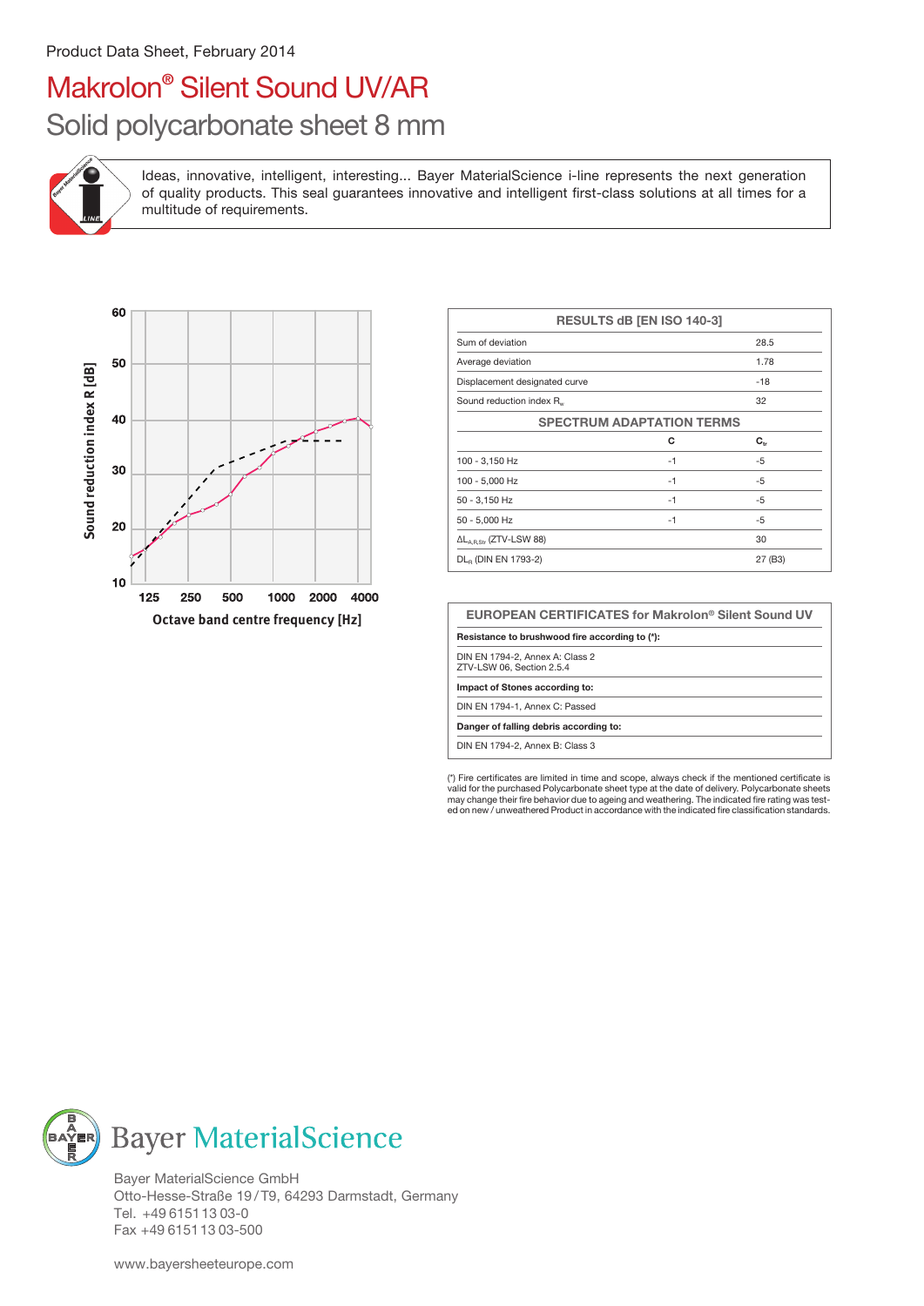Product Data Sheet, February 2014

# Makrolon® Silent Sound UV/AR

## Solid polycarbonate sheet 8 mm

Ideas, innovative, intelligent, interesting... Bayer MaterialScience i-line represents the next generation of quality products. This seal guarantees innovative and intelligent first-class solutions at all times for a multitude of requirements.

Sound reduction index R [dB]

60
50
40
30
20
10

125 250 500 1000 2000 4000

Octave band centre frequency [Hz]

| RESULTS dB [EN ISO 140-3] | | |
|---|---|---|
| Sum of deviation | | 28.5 |
| Average deviation | | 1.78 |
| Displacement designated curve | | -18 |
| Sound reduction index $R_w$ | | 32 |
| **SPECTRUM ADAPTATION TERMS** | | |
| | **C** | **$C_{tr}$** |
| 100 - 3,150 Hz | -1 | -5 |
| 100 - 5,000 Hz | -1 | -5 |
| 50 - 3,150 Hz | -1 | -5 |
| 50 - 5,000 Hz | -1 | -5 |
| $\Delta L_{A,R,Str}$ (ZTV-LSW 88) | | 30 |
| $DL_R$ (DIN EN 1793-2) | | 27 (B3) |

| EUROPEAN CERTIFICATES for Makrolon® Silent Sound UV |
|---|
| **Resistance to brushwood fire according to (*):** |
| DIN EN 1794-2, Annex A: Class 2<br>ZTV-LSW 06, Section 2.5.4 |
| **Impact of Stones according to:** |
| DIN EN 1794-1, Annex C: Passed |
| **Danger of falling debris according to:** |
| DIN EN 1794-2, Annex B: Class 3 |

(*) Fire certificates are limited in time and scope, always check if the mentioned certificate is valid for the purchased Polycarbonate sheet type at the date of delivery. Polycarbonate sheets may change their fire behavior due to ageing and weathering. The indicated fire rating was tested on new / unweathered Product in accordance with the indicated fire classification standards.

Bayer MaterialScience

Bayer MaterialScience GmbH
Otto-Hesse-Straße 19 / T9, 64293 Darmstadt, Germany
Tel. +49 6151 13 03-0
Fax +49 6151 13 03-500

www.bayersheeteurope.com